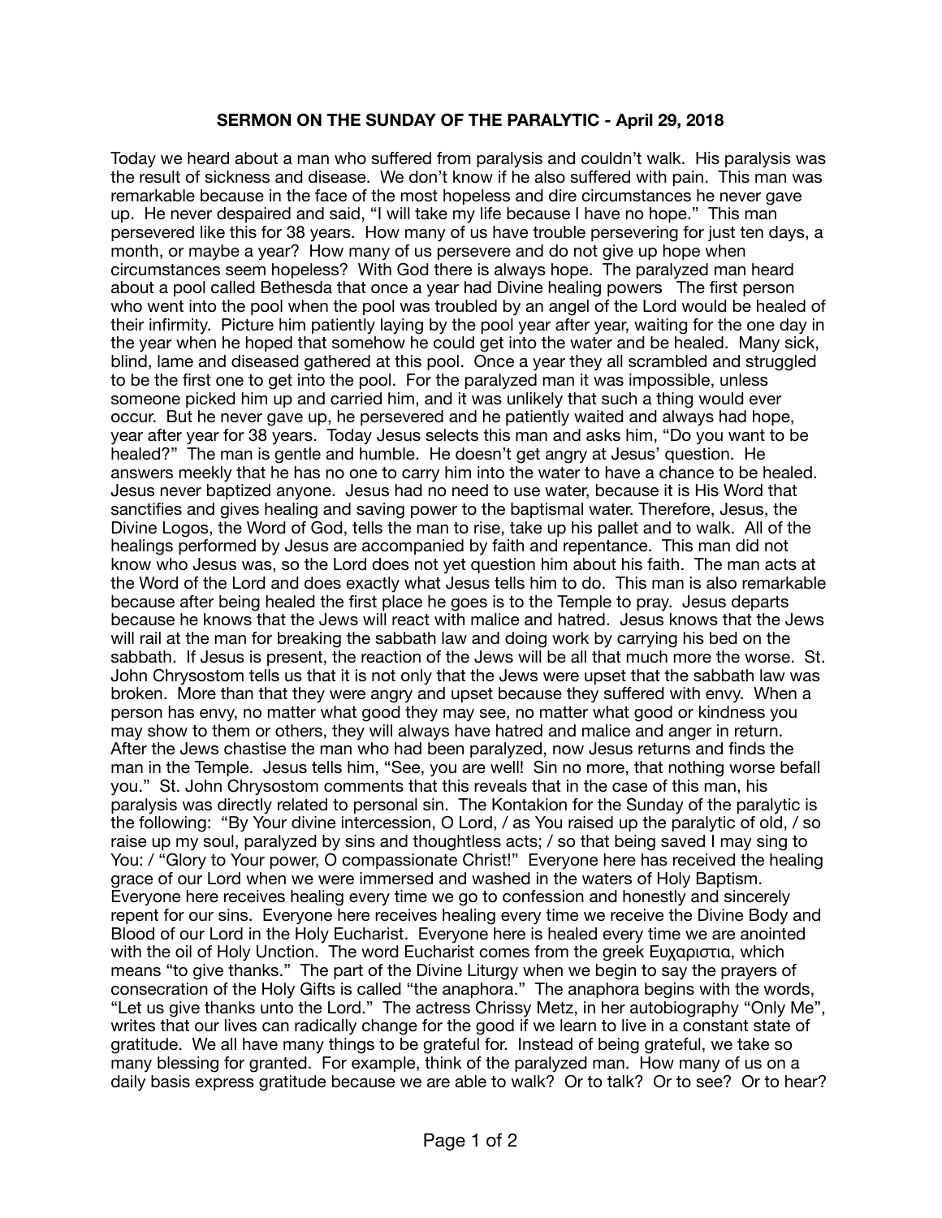**SERMON ON THE SUNDAY OF THE PARALYTIC - April 29, 2018**

Today we heard about a man who suffered from paralysis and couldn't walk. His paralysis was the result of sickness and disease. We don't know if he also suffered with pain. This man was remarkable because in the face of the most hopeless and dire circumstances he never gave up. He never despaired and said, "I will take my life because I have no hope." This man persevered like this for 38 years. How many of us have trouble persevering for just ten days, a month, or maybe a year? How many of us persevere and do not give up hope when circumstances seem hopeless? With God there is always hope. The paralyzed man heard about a pool called Bethesda that once a year had Divine healing powers The first person who went into the pool when the pool was troubled by an angel of the Lord would be healed of their infirmity. Picture him patiently laying by the pool year after year, waiting for the one day in the year when he hoped that somehow he could get into the water and be healed. Many sick, blind, lame and diseased gathered at this pool. Once a year they all scrambled and struggled to be the first one to get into the pool. For the paralyzed man it was impossible, unless someone picked him up and carried him, and it was unlikely that such a thing would ever occur. But he never gave up, he persevered and he patiently waited and always had hope, year after year for 38 years. Today Jesus selects this man and asks him, "Do you want to be healed?" The man is gentle and humble. He doesn't get angry at Jesus' question. He answers meekly that he has no one to carry him into the water to have a chance to be healed. Jesus never baptized anyone. Jesus had no need to use water, because it is His Word that sanctifies and gives healing and saving power to the baptismal water. Therefore, Jesus, the Divine Logos, the Word of God, tells the man to rise, take up his pallet and to walk. All of the healings performed by Jesus are accompanied by faith and repentance. This man did not know who Jesus was, so the Lord does not yet question him about his faith. The man acts at the Word of the Lord and does exactly what Jesus tells him to do. This man is also remarkable because after being healed the first place he goes is to the Temple to pray. Jesus departs because he knows that the Jews will react with malice and hatred. Jesus knows that the Jews will rail at the man for breaking the sabbath law and doing work by carrying his bed on the sabbath. If Jesus is present, the reaction of the Jews will be all that much more the worse. St. John Chrysostom tells us that it is not only that the Jews were upset that the sabbath law was broken. More than that they were angry and upset because they suffered with envy. When a person has envy, no matter what good they may see, no matter what good or kindness you may show to them or others, they will always have hatred and malice and anger in return. After the Jews chastise the man who had been paralyzed, now Jesus returns and finds the man in the Temple. Jesus tells him, "See, you are well! Sin no more, that nothing worse befall you." St. John Chrysostom comments that this reveals that in the case of this man, his paralysis was directly related to personal sin. The Kontakion for the Sunday of the paralytic is the following: "By Your divine intercession, O Lord, / as You raised up the paralytic of old, / so raise up my soul, paralyzed by sins and thoughtless acts; / so that being saved I may sing to You: / "Glory to Your power, O compassionate Christ!" Everyone here has received the healing grace of our Lord when we were immersed and washed in the waters of Holy Baptism. Everyone here receives healing every time we go to confession and honestly and sincerely repent for our sins. Everyone here receives healing every time we receive the Divine Body and Blood of our Lord in the Holy Eucharist. Everyone here is healed every time we are anointed with the oil of Holy Unction. The word Eucharist comes from the greek Ευχαριστια, which means "to give thanks." The part of the Divine Liturgy when we begin to say the prayers of consecration of the Holy Gifts is called "the anaphora." The anaphora begins with the words, "Let us give thanks unto the Lord." The actress Chrissy Metz, in her autobiography "Only Me", writes that our lives can radically change for the good if we learn to live in a constant state of gratitude. We all have many things to be grateful for. Instead of being grateful, we take so many blessing for granted. For example, think of the paralyzed man. How many of us on a daily basis express gratitude because we are able to walk? Or to talk? Or to see? Or to hear?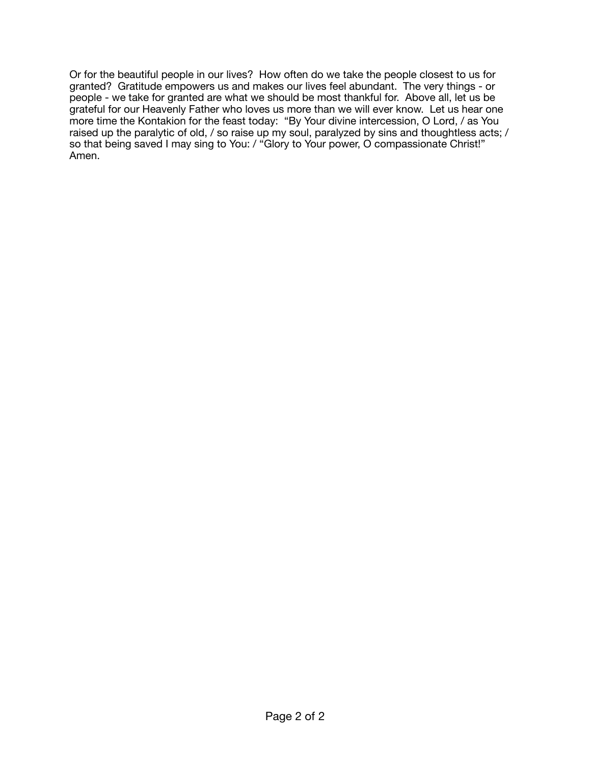Or for the beautiful people in our lives? How often do we take the people closest to us for granted? Gratitude empowers us and makes our lives feel abundant. The very things - or people - we take for granted are what we should be most thankful for. Above all, let us be grateful for our Heavenly Father who loves us more than we will ever know. Let us hear one more time the Kontakion for the feast today: "By Your divine intercession, O Lord, / as You raised up the paralytic of old, / so raise up my soul, paralyzed by sins and thoughtless acts; / so that being saved I may sing to You: / "Glory to Your power, O compassionate Christ!" Amen.